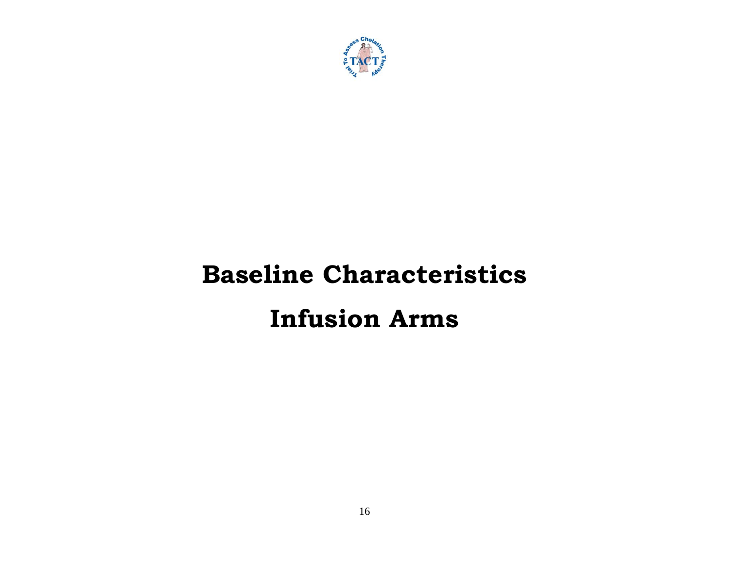# Baseline Characteristics

# Infusion Arms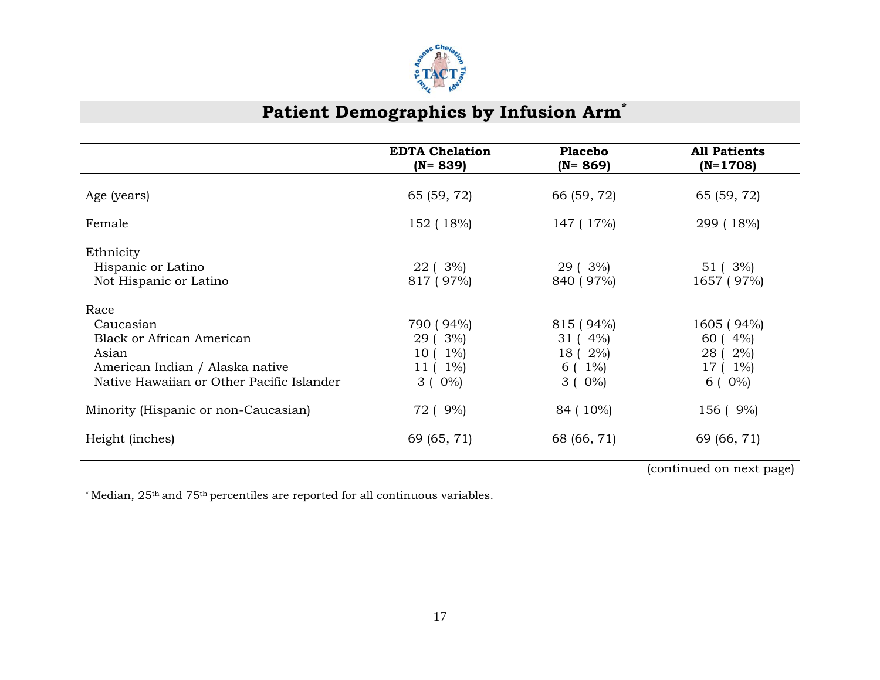## Patient Demographics by Infusion Arm*

| | EDTA Chelation (N= 839) | Placebo (N= 869) | All Patients (N=1708) |
|---|---|---|---|
| Age (years) | 65 (59, 72) | 66 (59, 72) | 65 (59, 72) |
| Female | 152 ( 18%) | 147 ( 17%) | 299 ( 18%) |
| Ethnicity | | | |
| Hispanic or Latino | 22 ( 3%) | 29 ( 3%) | 51 ( 3%) |
| Not Hispanic or Latino | 817 ( 97%) | 840 ( 97%) | 1657 ( 97%) |
| Race | | | |
| Caucasian | 790 ( 94%) | 815 ( 94%) | 1605 ( 94%) |
| Black or African American | 29 ( 3%) | 31 ( 4%) | 60 ( 4%) |
| Asian | 10 ( 1%) | 18 ( 2%) | 28 ( 2%) |
| American Indian / Alaska native | 11 ( 1%) | 6 ( 1%) | 17 ( 1%) |
| Native Hawaiian or Other Pacific Islander | 3 ( 0%) | 3 ( 0%) | 6 ( 0%) |
| Minority (Hispanic or non-Caucasian) | 72 ( 9%) | 84 ( 10%) | 156 ( 9%) |
| Height (inches) | 69 (65, 71) | 68 (66, 71) | 69 (66, 71) |

(continued on next page)

* Median, $25^{th}$ and $75^{th}$ percentiles are reported for all continuous variables.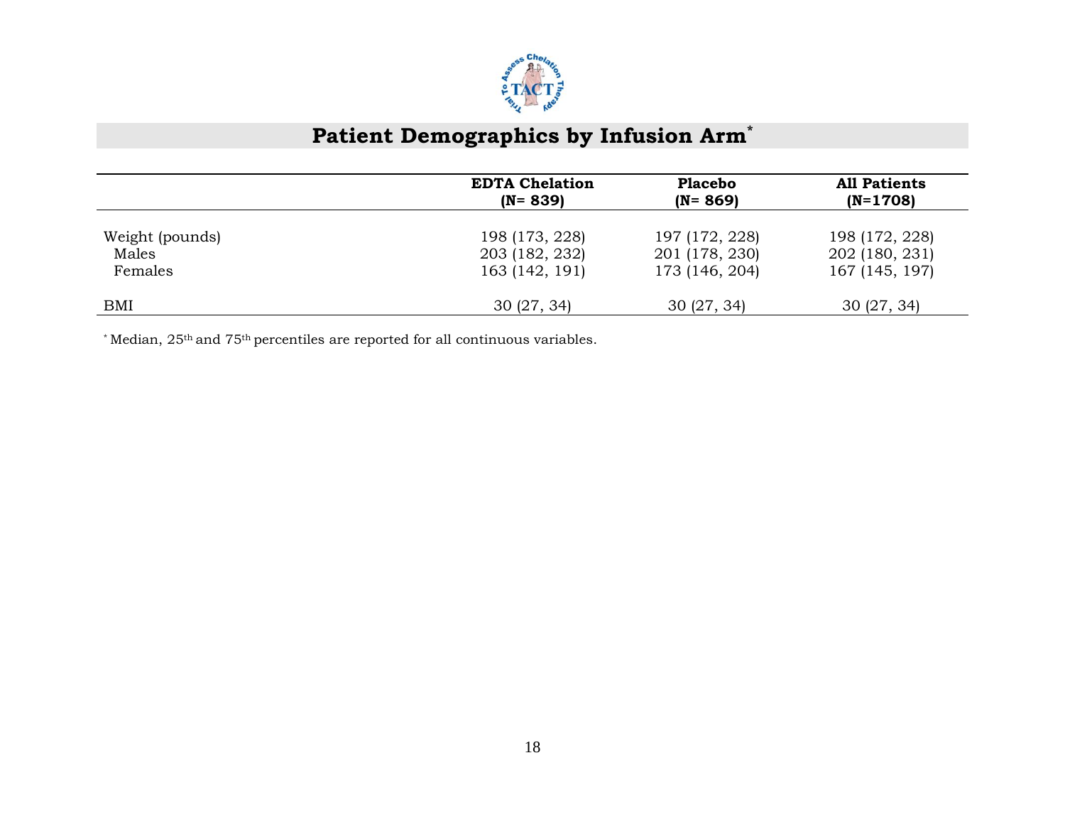## Patient Demographics by Infusion Arm*

| | EDTA Chelation (N= 839) | Placebo (N= 869) | All Patients (N=1708) |
|---|---|---|---|
| Weight (pounds) | 198 (173, 228) | 197 (172, 228) | 198 (172, 228) |
| Males | 203 (182, 232) | 201 (178, 230) | 202 (180, 231) |
| Females | 163 (142, 191) | 173 (146, 204) | 167 (145, 197) |
| BMI | 30 (27, 34) | 30 (27, 34) | 30 (27, 34) |

* Median, 25th and 75th percentiles are reported for all continuous variables.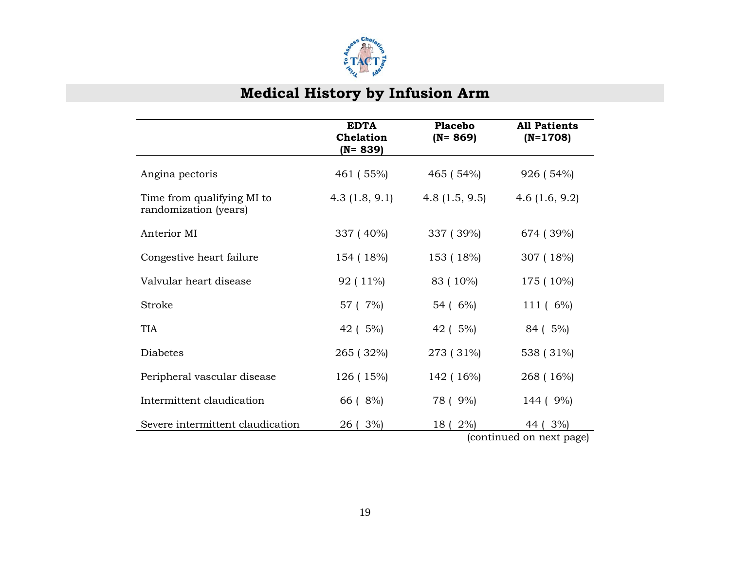# Medical History by Infusion Arm

| | EDTA Chelation (N= 839) | Placebo (N= 869) | All Patients (N=1708) |
|---|---|---|---|
| Angina pectoris | 461 ( 55%) | 465 ( 54%) | 926 ( 54%) |
| Time from qualifying MI to randomization (years) | 4.3 (1.8, 9.1) | 4.8 (1.5, 9.5) | 4.6 (1.6, 9.2) |
| Anterior MI | 337 ( 40%) | 337 ( 39%) | 674 ( 39%) |
| Congestive heart failure | 154 ( 18%) | 153 ( 18%) | 307 ( 18%) |
| Valvular heart disease | 92 ( 11%) | 83 ( 10%) | 175 ( 10%) |
| Stroke | 57 ( 7%) | 54 ( 6%) | 111 ( 6%) |
| TIA | 42 ( 5%) | 42 ( 5%) | 84 ( 5%) |
| Diabetes | 265 ( 32%) | 273 ( 31%) | 538 ( 31%) |
| Peripheral vascular disease | 126 ( 15%) | 142 ( 16%) | 268 ( 16%) |
| Intermittent claudication | 66 ( 8%) | 78 ( 9%) | 144 ( 9%) |
| Severe intermittent claudication | 26 ( 3%) | 18 ( 2%) | 44 ( 3%) |

(continued on next page)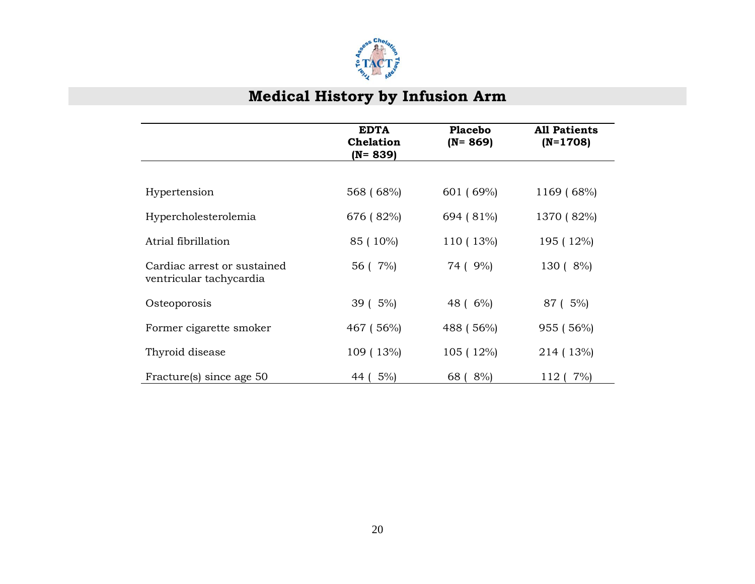# Medical History by Infusion Arm

| | EDTA Chelation (N= 839) | Placebo (N= 869) | All Patients (N=1708) |
|---|---|---|---|
| Hypertension | 568 ( 68%) | 601 ( 69%) | 1169 ( 68%) |
| Hypercholesterolemia | 676 ( 82%) | 694 ( 81%) | 1370 ( 82%) |
| Atrial fibrillation | 85 ( 10%) | 110 ( 13%) | 195 ( 12%) |
| Cardiac arrest or sustained ventricular tachycardia | 56 ( 7%) | 74 ( 9%) | 130 ( 8%) |
| Osteoporosis | 39 ( 5%) | 48 ( 6%) | 87 ( 5%) |
| Former cigarette smoker | 467 ( 56%) | 488 ( 56%) | 955 ( 56%) |
| Thyroid disease | 109 ( 13%) | 105 ( 12%) | 214 ( 13%) |
| Fracture(s) since age 50 | 44 ( 5%) | 68 ( 8%) | 112 ( 7%) |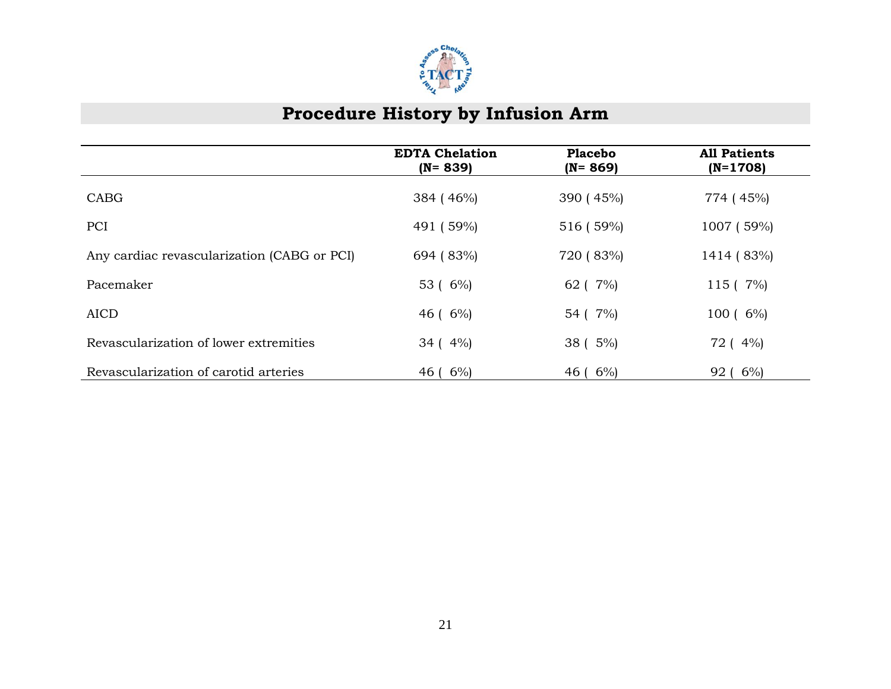# Procedure History by Infusion Arm

| | EDTA Chelation (N= 839) | Placebo (N= 869) | All Patients (N=1708) |
|---|---|---|---|
| CABG | 384 ( 46%) | 390 ( 45%) | 774 ( 45%) |
| PCI | 491 ( 59%) | 516 ( 59%) | 1007 ( 59%) |
| Any cardiac revascularization (CABG or PCI) | 694 ( 83%) | 720 ( 83%) | 1414 ( 83%) |
| Pacemaker | 53 ( 6%) | 62 ( 7%) | 115 ( 7%) |
| AICD | 46 ( 6%) | 54 ( 7%) | 100 ( 6%) |
| Revascularization of lower extremities | 34 ( 4%) | 38 ( 5%) | 72 ( 4%) |
| Revascularization of carotid arteries | 46 ( 6%) | 46 ( 6%) | 92 ( 6%) |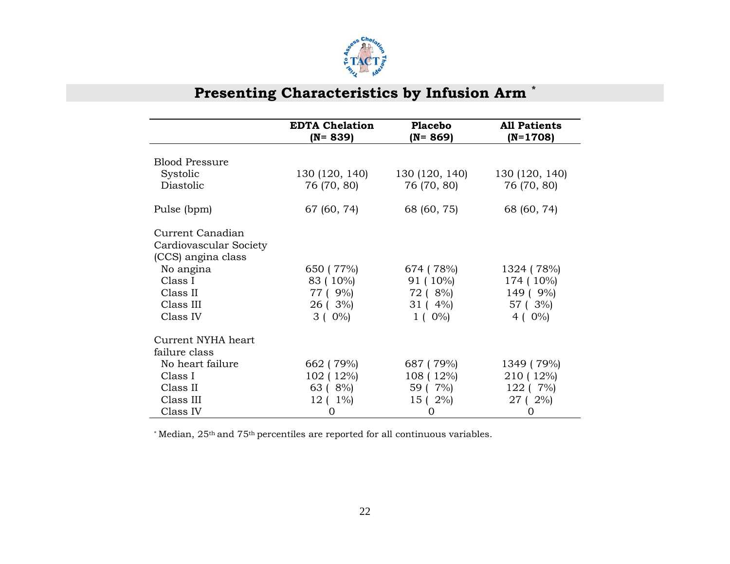## Presenting Characteristics by Infusion Arm *

| | EDTA Chelation (N= 839) | Placebo (N= 869) | All Patients (N=1708) |
|---|---|---|---|
| Blood Pressure | | | |
| Systolic | 130 (120, 140) | 130 (120, 140) | 130 (120, 140) |
| Diastolic | 76 (70, 80) | 76 (70, 80) | 76 (70, 80) |
| Pulse (bpm) | 67 (60, 74) | 68 (60, 75) | 68 (60, 74) |
| Current Canadian Cardiovascular Society (CCS) angina class | | | |
| No angina | 650 ( 77%) | 674 ( 78%) | 1324 ( 78%) |
| Class I | 83 ( 10%) | 91 ( 10%) | 174 ( 10%) |
| Class II | 77 ( 9%) | 72 ( 8%) | 149 ( 9%) |
| Class III | 26 ( 3%) | 31 ( 4%) | 57 ( 3%) |
| Class IV | 3 ( 0%) | 1 ( 0%) | 4 ( 0%) |
| Current NYHA heart failure class | | | |
| No heart failure | 662 ( 79%) | 687 ( 79%) | 1349 ( 79%) |
| Class I | 102 ( 12%) | 108 ( 12%) | 210 ( 12%) |
| Class II | 63 ( 8%) | 59 ( 7%) | 122 ( 7%) |
| Class III | 12 ( 1%) | 15 ( 2%) | 27 ( 2%) |
| Class IV | 0 | 0 | 0 |

* Median, 25th and 75th percentiles are reported for all continuous variables.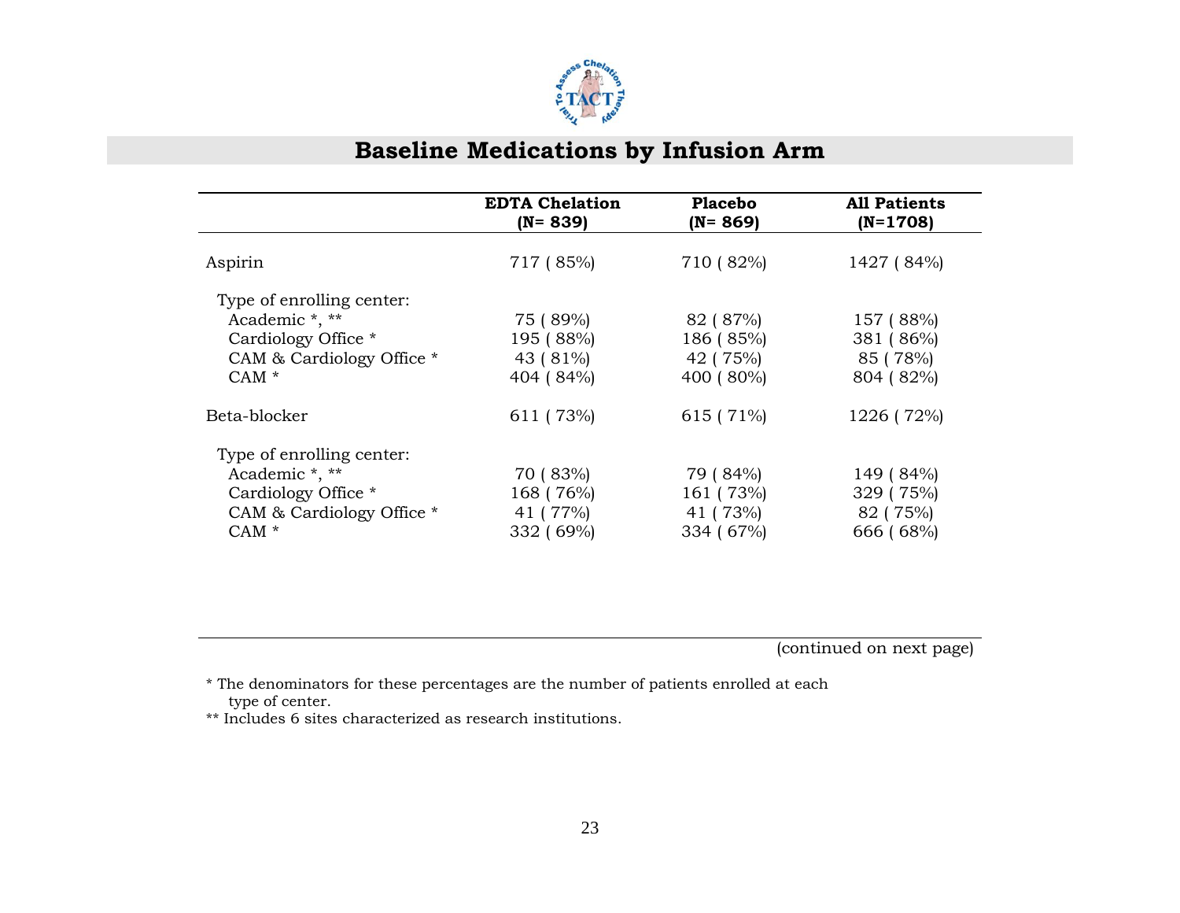# Baseline Medications by Infusion Arm

| | EDTA Chelation (N= 839) | Placebo (N= 869) | All Patients (N=1708) |
|---|---|---|---|
| Aspirin | 717 ( 85%) | 710 ( 82%) | 1427 ( 84%) |
| Type of enrolling center: | | | |
| Academic *, ** | 75 ( 89%) | 82 ( 87%) | 157 ( 88%) |
| Cardiology Office * | 195 ( 88%) | 186 ( 85%) | 381 ( 86%) |
| CAM & Cardiology Office * | 43 ( 81%) | 42 ( 75%) | 85 ( 78%) |
| CAM * | 404 ( 84%) | 400 ( 80%) | 804 ( 82%) |
| Beta-blocker | 611 ( 73%) | 615 ( 71%) | 1226 ( 72%) |
| Type of enrolling center: | | | |
| Academic *, ** | 70 ( 83%) | 79 ( 84%) | 149 ( 84%) |
| Cardiology Office * | 168 ( 76%) | 161 ( 73%) | 329 ( 75%) |
| CAM & Cardiology Office * | 41 ( 77%) | 41 ( 73%) | 82 ( 75%) |
| CAM * | 332 ( 69%) | 334 ( 67%) | 666 ( 68%) |

(continued on next page)

* The denominators for these percentages are the number of patients enrolled at each type of center.

** Includes 6 sites characterized as research institutions.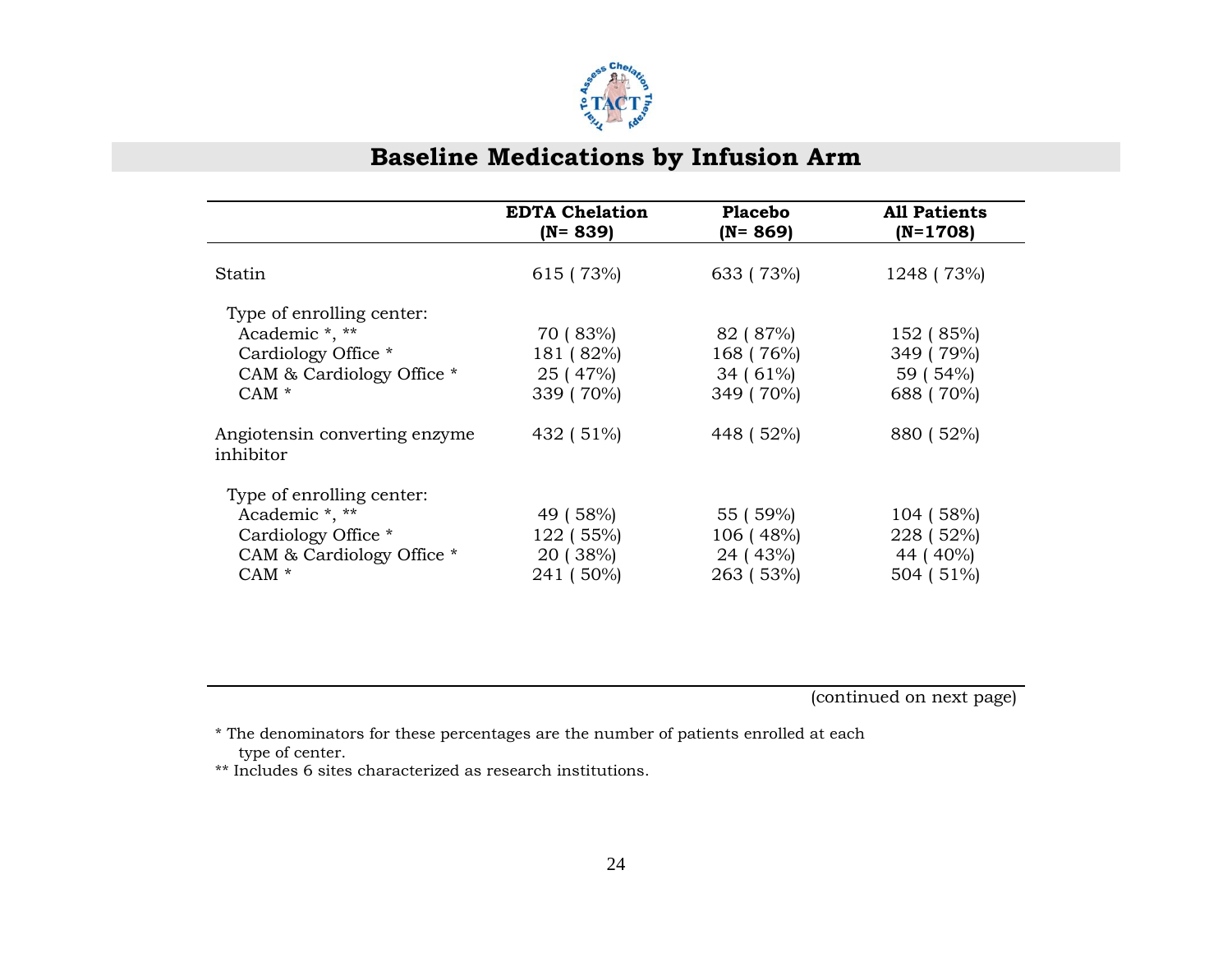## Baseline Medications by Infusion Arm

| | EDTA Chelation (N= 839) | Placebo (N= 869) | All Patients (N=1708) |
|---|---|---|---|
| Statin | 615 ( 73%) | 633 ( 73%) | 1248 ( 73%) |
| Type of enrolling center: | | | |
| Academic *, ** | 70 ( 83%) | 82 ( 87%) | 152 ( 85%) |
| Cardiology Office * | 181 ( 82%) | 168 ( 76%) | 349 ( 79%) |
| CAM & Cardiology Office * | 25 ( 47%) | 34 ( 61%) | 59 ( 54%) |
| CAM * | 339 ( 70%) | 349 ( 70%) | 688 ( 70%) |
| Angiotensin converting enzyme inhibitor | 432 ( 51%) | 448 ( 52%) | 880 ( 52%) |
| Type of enrolling center: | | | |
| Academic *, ** | 49 ( 58%) | 55 ( 59%) | 104 ( 58%) |
| Cardiology Office * | 122 ( 55%) | 106 ( 48%) | 228 ( 52%) |
| CAM & Cardiology Office * | 20 ( 38%) | 24 ( 43%) | 44 ( 40%) |
| CAM * | 241 ( 50%) | 263 ( 53%) | 504 ( 51%) |

(continued on next page)

* The denominators for these percentages are the number of patients enrolled at each type of center.

** Includes 6 sites characterized as research institutions.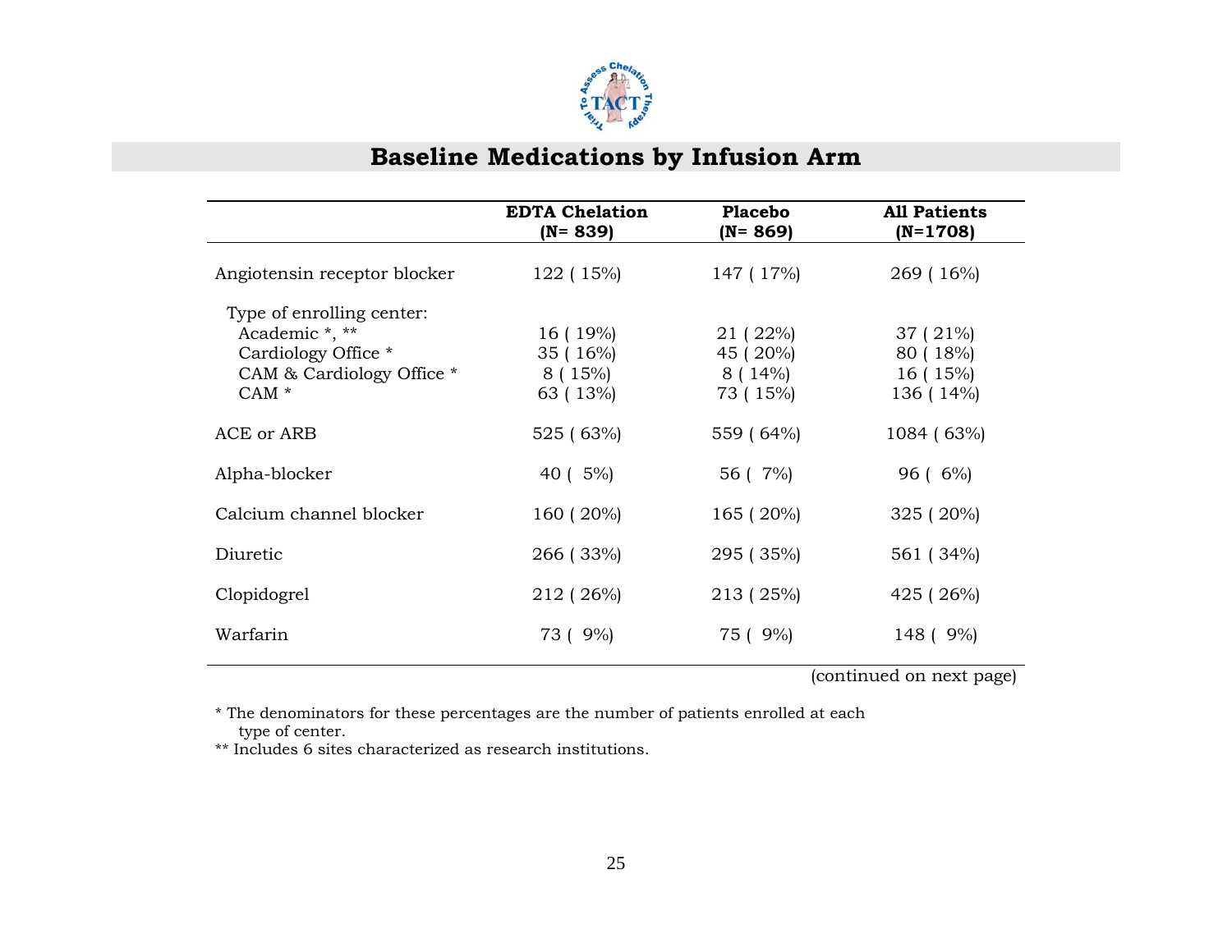# Baseline Medications by Infusion Arm

| | EDTA Chelation (N= 839) | Placebo (N= 869) | All Patients (N=1708) |
|---|---|---|---|
| Angiotensin receptor blocker | 122 ( 15%) | 147 ( 17%) | 269 ( 16%) |
| Type of enrolling center: | | | |
| Academic *, ** | 16 ( 19%) | 21 ( 22%) | 37 ( 21%) |
| Cardiology Office * | 35 ( 16%) | 45 ( 20%) | 80 ( 18%) |
| CAM & Cardiology Office * | 8 ( 15%) | 8 ( 14%) | 16 ( 15%) |
| CAM * | 63 ( 13%) | 73 ( 15%) | 136 ( 14%) |
| ACE or ARB | 525 ( 63%) | 559 ( 64%) | 1084 ( 63%) |
| Alpha-blocker | 40 ( 5%) | 56 ( 7%) | 96 ( 6%) |
| Calcium channel blocker | 160 ( 20%) | 165 ( 20%) | 325 ( 20%) |
| Diuretic | 266 ( 33%) | 295 ( 35%) | 561 ( 34%) |
| Clopidogrel | 212 ( 26%) | 213 ( 25%) | 425 ( 26%) |
| Warfarin | 73 ( 9%) | 75 ( 9%) | 148 ( 9%) |

(continued on next page)

* The denominators for these percentages are the number of patients enrolled at each type of center.

** Includes 6 sites characterized as research institutions.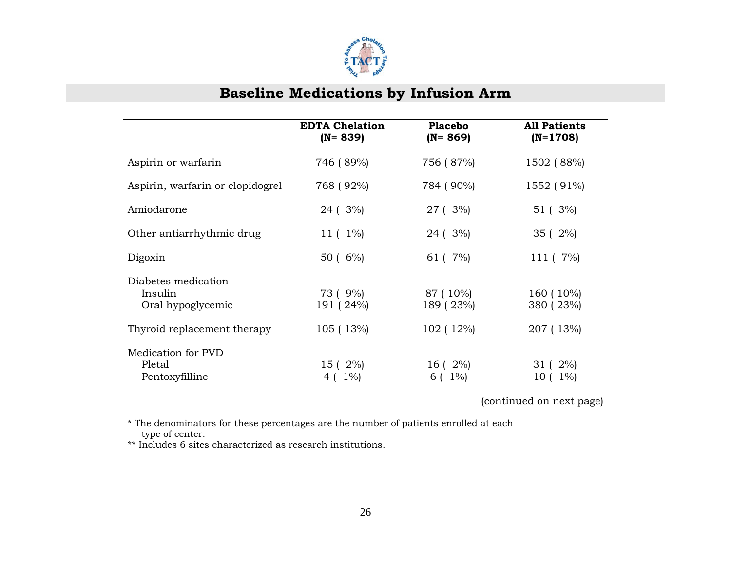## Baseline Medications by Infusion Arm

| | EDTA Chelation (N= 839) | Placebo (N= 869) | All Patients (N=1708) |
|---|---|---|---|
| Aspirin or warfarin | 746 ( 89%) | 756 ( 87%) | 1502 ( 88%) |
| Aspirin, warfarin or clopidogrel | 768 ( 92%) | 784 ( 90%) | 1552 ( 91%) |
| Amiodarone | 24 ( 3%) | 27 ( 3%) | 51 ( 3%) |
| Other antiarrhythmic drug | 11 ( 1%) | 24 ( 3%) | 35 ( 2%) |
| Digoxin | 50 ( 6%) | 61 ( 7%) | 111 ( 7%) |
| Diabetes medication | | | |
| Insulin | 73 ( 9%) | 87 ( 10%) | 160 ( 10%) |
| Oral hypoglycemic | 191 ( 24%) | 189 ( 23%) | 380 ( 23%) |
| Thyroid replacement therapy | 105 ( 13%) | 102 ( 12%) | 207 ( 13%) |
| Medication for PVD | | | |
| Pletal | 15 ( 2%) | 16 ( 2%) | 31 ( 2%) |
| Pentoxyfilline | 4 ( 1%) | 6 ( 1%) | 10 ( 1%) |

(continued on next page)

* The denominators for these percentages are the number of patients enrolled at each type of center.

** Includes 6 sites characterized as research institutions.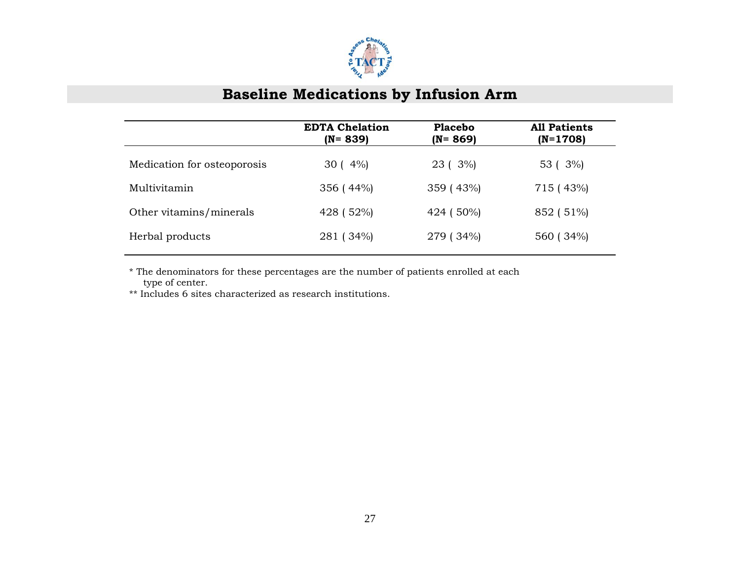# Baseline Medications by Infusion Arm

| | EDTA Chelation (N= 839) | Placebo (N= 869) | All Patients (N=1708) |
|---|---|---|---|
| Medication for osteoporosis | 30 ( 4%) | 23 ( 3%) | 53 ( 3%) |
| Multivitamin | 356 ( 44%) | 359 ( 43%) | 715 ( 43%) |
| Other vitamins/minerals | 428 ( 52%) | 424 ( 50%) | 852 ( 51%) |
| Herbal products | 281 ( 34%) | 279 ( 34%) | 560 ( 34%) |

* The denominators for these percentages are the number of patients enrolled at each type of center.

** Includes 6 sites characterized as research institutions.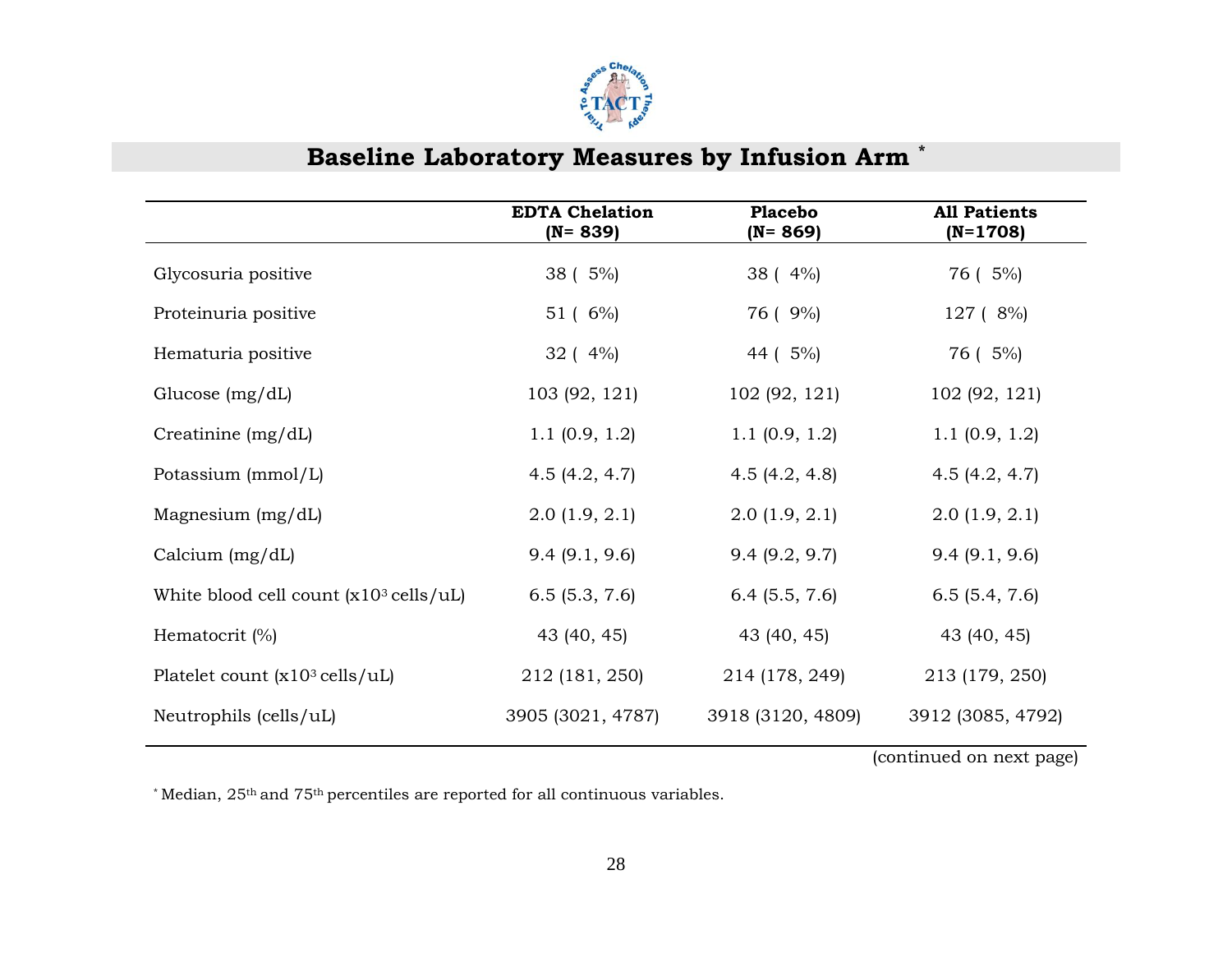## Baseline Laboratory Measures by Infusion Arm *

| | EDTA Chelation (N= 839) | Placebo (N= 869) | All Patients (N=1708) |
|---|---|---|---|
| Glycosuria positive | 38 ( 5%) | 38 ( 4%) | 76 ( 5%) |
| Proteinuria positive | 51 ( 6%) | 76 ( 9%) | 127 ( 8%) |
| Hematuria positive | 32 ( 4%) | 44 ( 5%) | 76 ( 5%) |
| Glucose (mg/dL) | 103 (92, 121) | 102 (92, 121) | 102 (92, 121) |
| Creatinine (mg/dL) | 1.1 (0.9, 1.2) | 1.1 (0.9, 1.2) | 1.1 (0.9, 1.2) |
| Potassium (mmol/L) | 4.5 (4.2, 4.7) | 4.5 (4.2, 4.8) | 4.5 (4.2, 4.7) |
| Magnesium (mg/dL) | 2.0 (1.9, 2.1) | 2.0 (1.9, 2.1) | 2.0 (1.9, 2.1) |
| Calcium (mg/dL) | 9.4 (9.1, 9.6) | 9.4 (9.2, 9.7) | 9.4 (9.1, 9.6) |
| White blood cell count (x$10^3$ cells/uL) | 6.5 (5.3, 7.6) | 6.4 (5.5, 7.6) | 6.5 (5.4, 7.6) |
| Hematocrit (%) | 43 (40, 45) | 43 (40, 45) | 43 (40, 45) |
| Platelet count (x$10^3$ cells/uL) | 212 (181, 250) | 214 (178, 249) | 213 (179, 250) |
| Neutrophils (cells/uL) | 3905 (3021, 4787) | 3918 (3120, 4809) | 3912 (3085, 4792) |

(continued on next page)

* Median, 25th and 75th percentiles are reported for all continuous variables.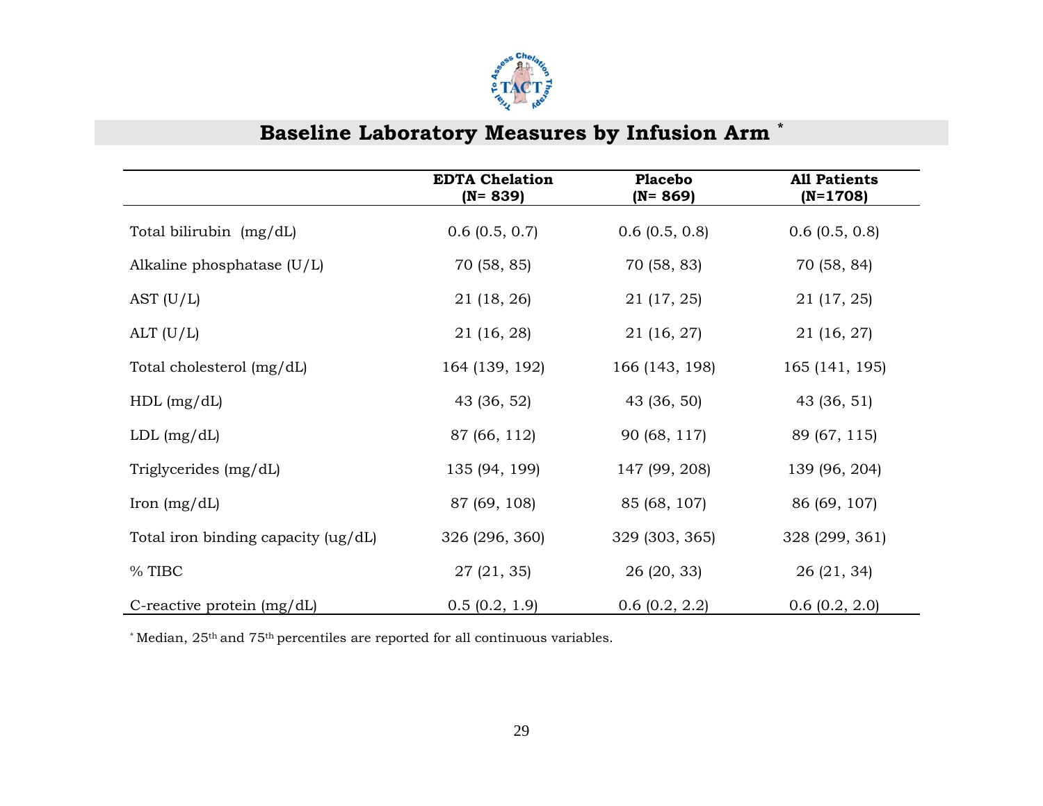## Baseline Laboratory Measures by Infusion Arm *

| | EDTA Chelation (N= 839) | Placebo (N= 869) | All Patients (N=1708) |
|---|---|---|---|
| Total bilirubin (mg/dL) | 0.6 (0.5, 0.7) | 0.6 (0.5, 0.8) | 0.6 (0.5, 0.8) |
| Alkaline phosphatase (U/L) | 70 (58, 85) | 70 (58, 83) | 70 (58, 84) |
| AST (U/L) | 21 (18, 26) | 21 (17, 25) | 21 (17, 25) |
| ALT (U/L) | 21 (16, 28) | 21 (16, 27) | 21 (16, 27) |
| Total cholesterol (mg/dL) | 164 (139, 192) | 166 (143, 198) | 165 (141, 195) |
| HDL (mg/dL) | 43 (36, 52) | 43 (36, 50) | 43 (36, 51) |
| LDL (mg/dL) | 87 (66, 112) | 90 (68, 117) | 89 (67, 115) |
| Triglycerides (mg/dL) | 135 (94, 199) | 147 (99, 208) | 139 (96, 204) |
| Iron (mg/dL) | 87 (69, 108) | 85 (68, 107) | 86 (69, 107) |
| Total iron binding capacity (ug/dL) | 326 (296, 360) | 329 (303, 365) | 328 (299, 361) |
| % TIBC | 27 (21, 35) | 26 (20, 33) | 26 (21, 34) |
| C-reactive protein (mg/dL) | 0.5 (0.2, 1.9) | 0.6 (0.2, 2.2) | 0.6 (0.2, 2.0) |

* Median, 25th and 75th percentiles are reported for all continuous variables.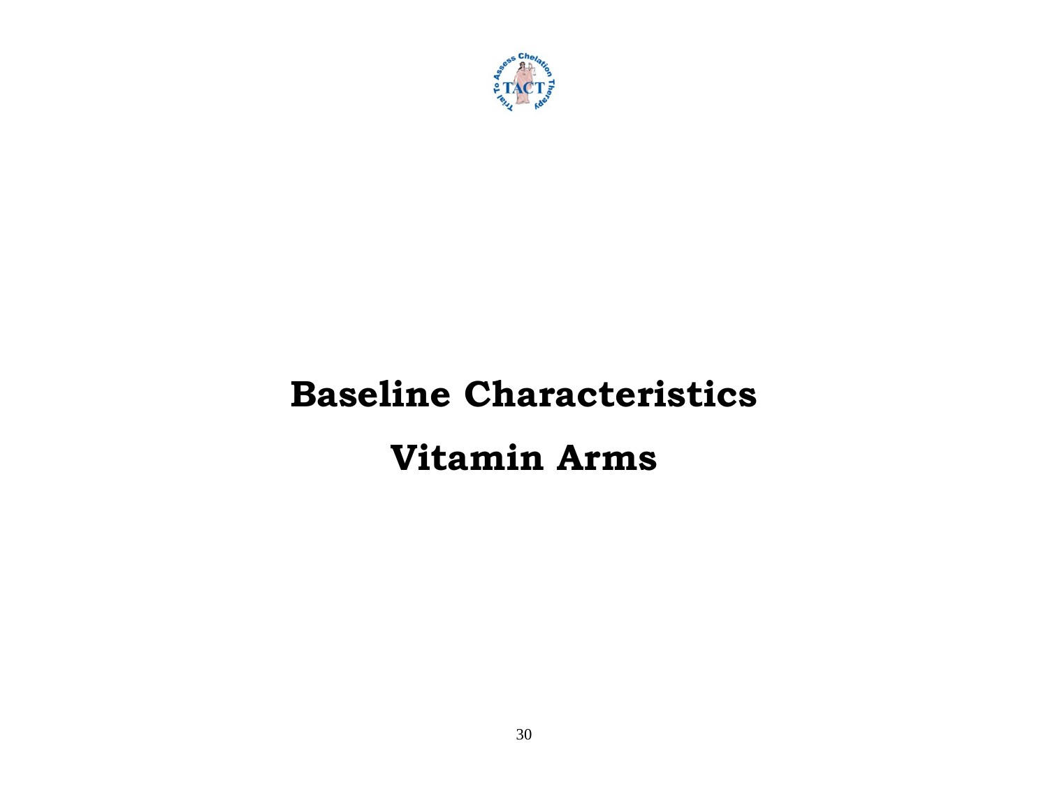# Baseline Characteristics

# Vitamin Arms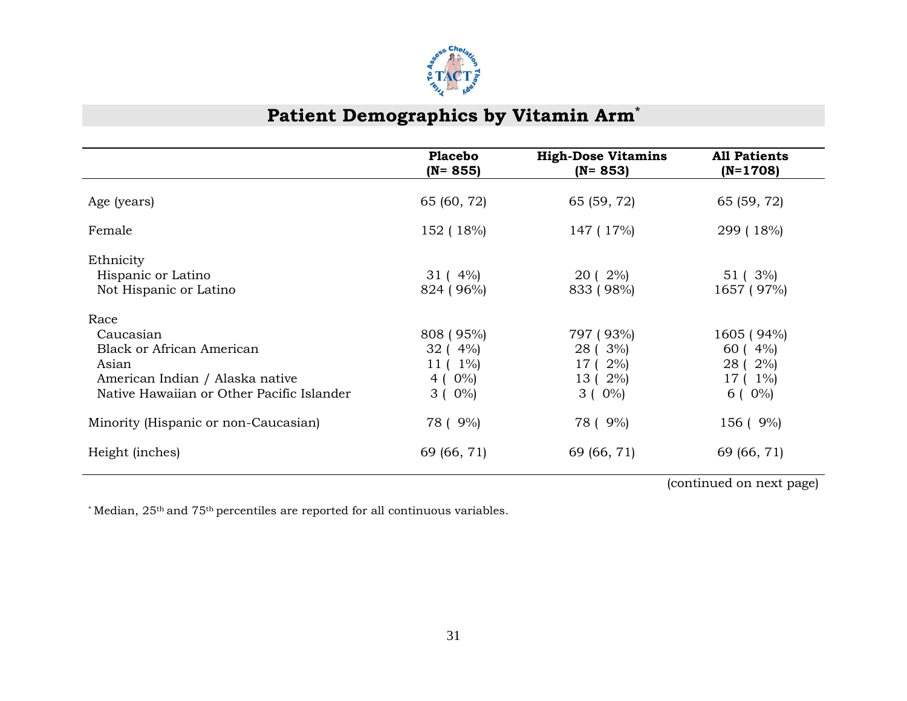## Patient Demographics by Vitamin Arm*

| | Placebo (N= 855) | High-Dose Vitamins (N= 853) | All Patients (N=1708) |
|---|---|---|---|
| Age (years) | 65 (60, 72) | 65 (59, 72) | 65 (59, 72) |
| Female | 152 ( 18%) | 147 ( 17%) | 299 ( 18%) |
| Ethnicity | | | |
| Hispanic or Latino | 31 ( 4%) | 20 ( 2%) | 51 ( 3%) |
| Not Hispanic or Latino | 824 ( 96%) | 833 ( 98%) | 1657 ( 97%) |
| Race | | | |
| Caucasian | 808 ( 95%) | 797 ( 93%) | 1605 ( 94%) |
| Black or African American | 32 ( 4%) | 28 ( 3%) | 60 ( 4%) |
| Asian | 11 ( 1%) | 17 ( 2%) | 28 ( 2%) |
| American Indian / Alaska native | 4 ( 0%) | 13 ( 2%) | 17 ( 1%) |
| Native Hawaiian or Other Pacific Islander | 3 ( 0%) | 3 ( 0%) | 6 ( 0%) |
| Minority (Hispanic or non-Caucasian) | 78 ( 9%) | 78 ( 9%) | 156 ( 9%) |
| Height (inches) | 69 (66, 71) | 69 (66, 71) | 69 (66, 71) |

(continued on next page)

* Median, 25th and 75th percentiles are reported for all continuous variables.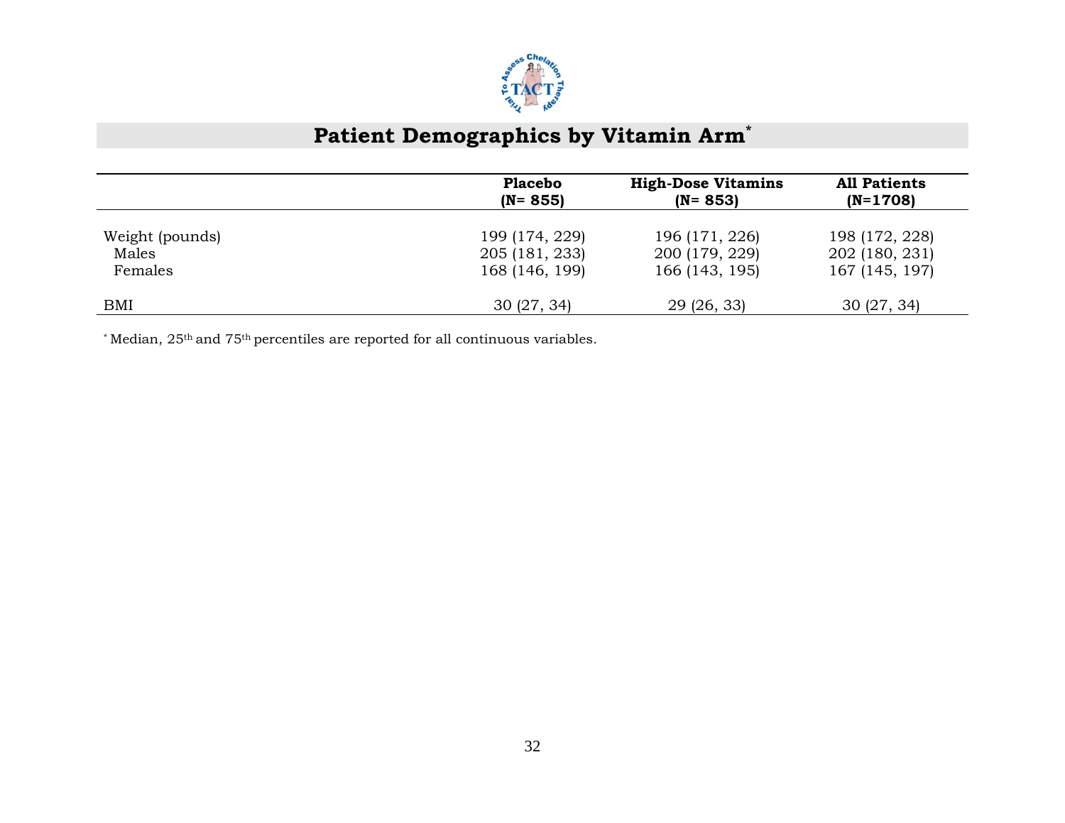## Patient Demographics by Vitamin Arm*

| | Placebo (N= 855) | High-Dose Vitamins (N= 853) | All Patients (N=1708) |
|---|---|---|---|
| Weight (pounds) | 199 (174, 229) | 196 (171, 226) | 198 (172, 228) |
| Males | 205 (181, 233) | 200 (179, 229) | 202 (180, 231) |
| Females | 168 (146, 199) | 166 (143, 195) | 167 (145, 197) |
| BMI | 30 (27, 34) | 29 (26, 33) | 30 (27, 34) |

* Median, 25th and 75th percentiles are reported for all continuous variables.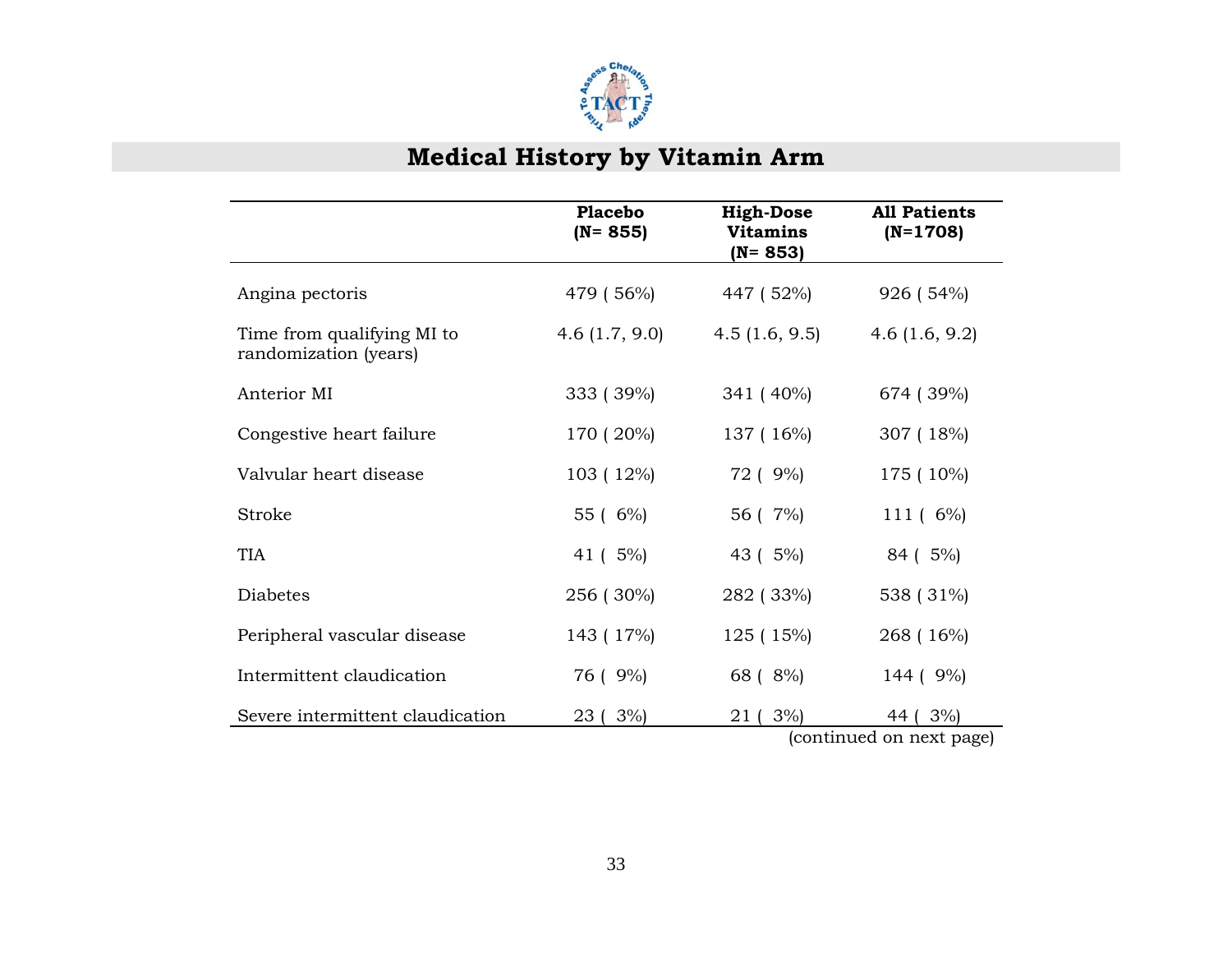## Medical History by Vitamin Arm

| | Placebo (N= 855) | High-Dose Vitamins (N= 853) | All Patients (N=1708) |
|---|---|---|---|
| Angina pectoris | 479 ( 56%) | 447 ( 52%) | 926 ( 54%) |
| Time from qualifying MI to randomization (years) | 4.6 (1.7, 9.0) | 4.5 (1.6, 9.5) | 4.6 (1.6, 9.2) |
| Anterior MI | 333 ( 39%) | 341 ( 40%) | 674 ( 39%) |
| Congestive heart failure | 170 ( 20%) | 137 ( 16%) | 307 ( 18%) |
| Valvular heart disease | 103 ( 12%) | 72 ( 9%) | 175 ( 10%) |
| Stroke | 55 ( 6%) | 56 ( 7%) | 111 ( 6%) |
| TIA | 41 ( 5%) | 43 ( 5%) | 84 ( 5%) |
| Diabetes | 256 ( 30%) | 282 ( 33%) | 538 ( 31%) |
| Peripheral vascular disease | 143 ( 17%) | 125 ( 15%) | 268 ( 16%) |
| Intermittent claudication | 76 ( 9%) | 68 ( 8%) | 144 ( 9%) |
| Severe intermittent claudication | 23 ( 3%) | 21 ( 3%) | 44 ( 3%) |

(continued on next page)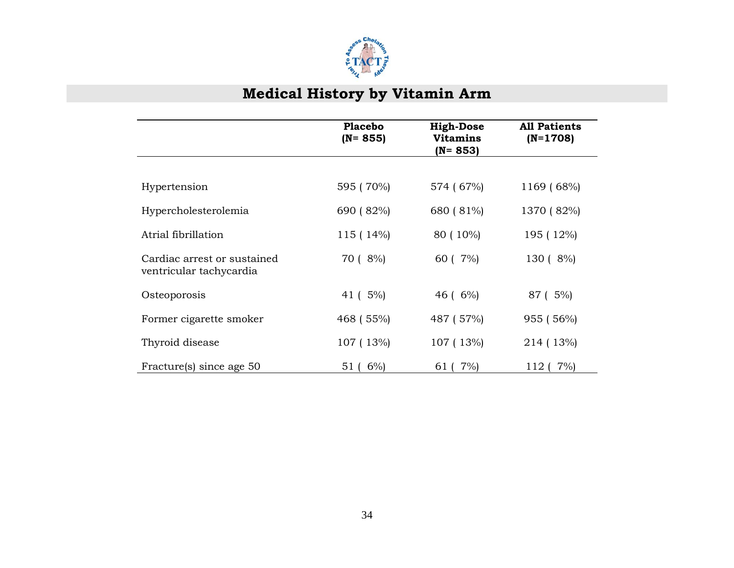# Medical History by Vitamin Arm

| | Placebo (N= 855) | High-Dose Vitamins (N= 853) | All Patients (N=1708) |
|---|---|---|---|
| Hypertension | 595 ( 70%) | 574 ( 67%) | 1169 ( 68%) |
| Hypercholesterolemia | 690 ( 82%) | 680 ( 81%) | 1370 ( 82%) |
| Atrial fibrillation | 115 ( 14%) | 80 ( 10%) | 195 ( 12%) |
| Cardiac arrest or sustained ventricular tachycardia | 70 ( 8%) | 60 ( 7%) | 130 ( 8%) |
| Osteoporosis | 41 ( 5%) | 46 ( 6%) | 87 ( 5%) |
| Former cigarette smoker | 468 ( 55%) | 487 ( 57%) | 955 ( 56%) |
| Thyroid disease | 107 ( 13%) | 107 ( 13%) | 214 ( 13%) |
| Fracture(s) since age 50 | 51 ( 6%) | 61 ( 7%) | 112 ( 7%) |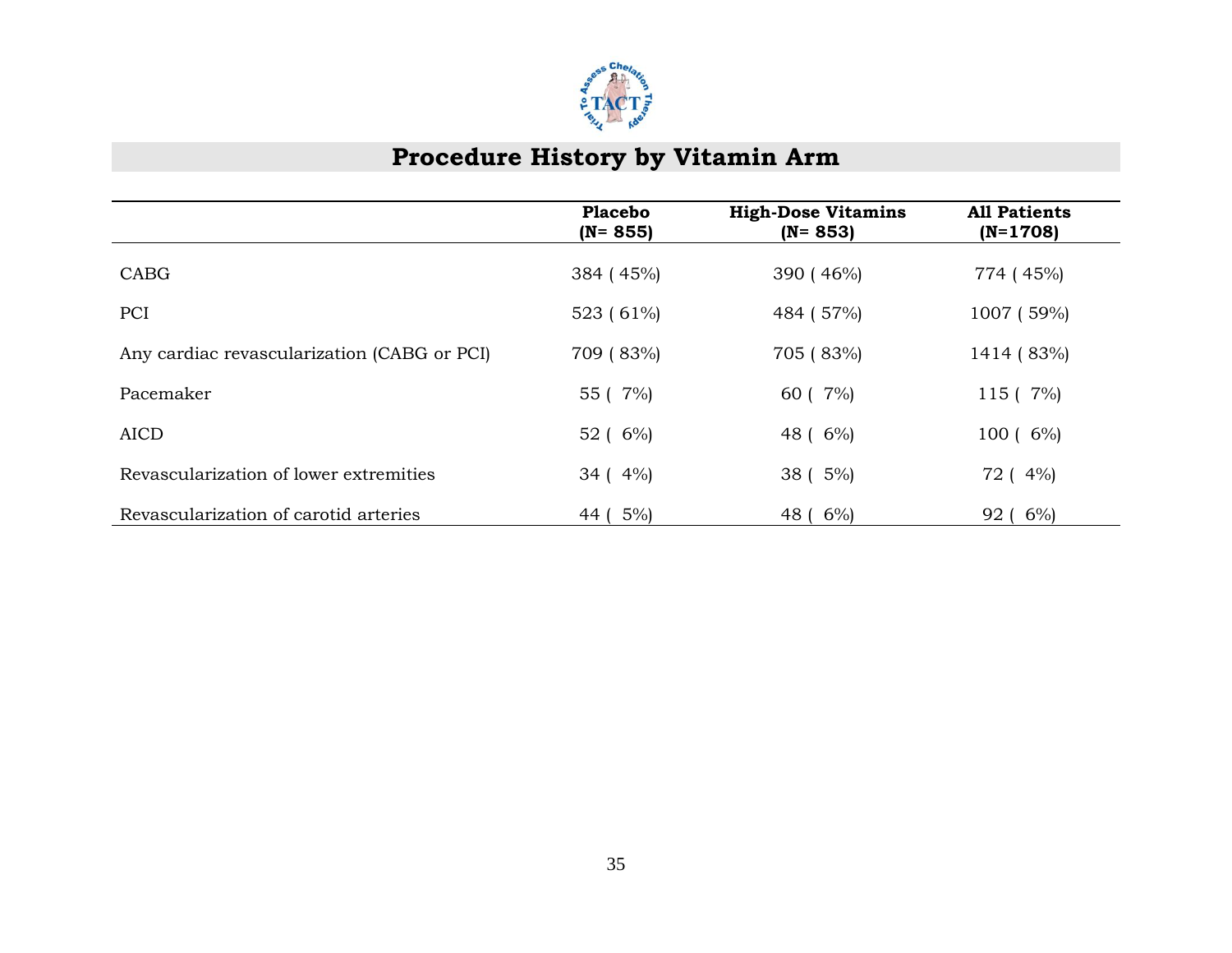# Procedure History by Vitamin Arm

| | Placebo (N= 855) | High-Dose Vitamins (N= 853) | All Patients (N=1708) |
|---|---|---|---|
| CABG | 384 ( 45%) | 390 ( 46%) | 774 ( 45%) |
| PCI | 523 ( 61%) | 484 ( 57%) | 1007 ( 59%) |
| Any cardiac revascularization (CABG or PCI) | 709 ( 83%) | 705 ( 83%) | 1414 ( 83%) |
| Pacemaker | 55 ( 7%) | 60 ( 7%) | 115 ( 7%) |
| AICD | 52 ( 6%) | 48 ( 6%) | 100 ( 6%) |
| Revascularization of lower extremities | 34 ( 4%) | 38 ( 5%) | 72 ( 4%) |
| Revascularization of carotid arteries | 44 ( 5%) | 48 ( 6%) | 92 ( 6%) |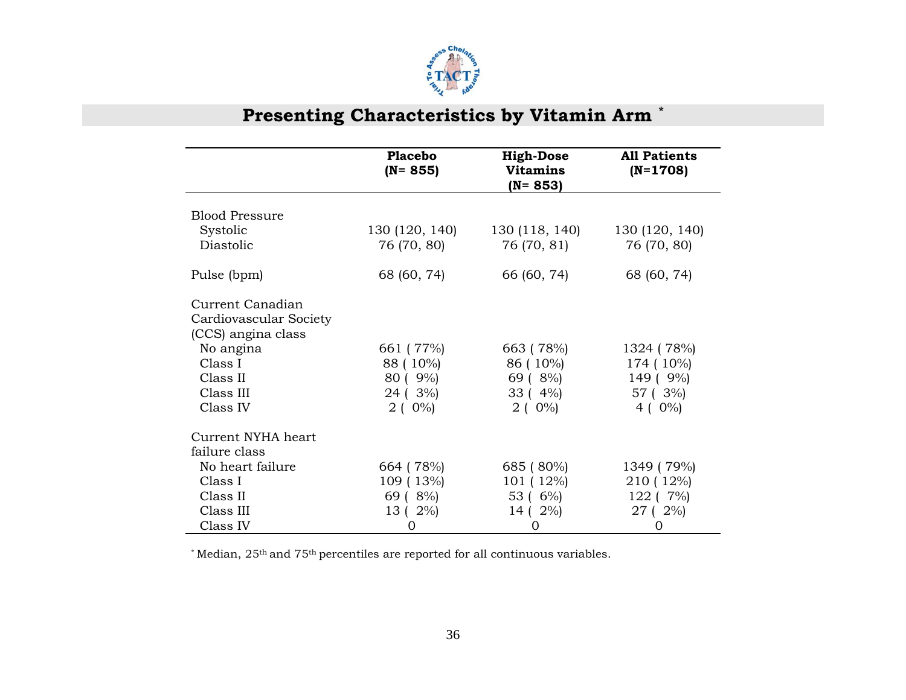## Presenting Characteristics by Vitamin Arm *

| | Placebo (N= 855) | High-Dose Vitamins (N= 853) | All Patients (N=1708) |
|---|---|---|---|
| Blood Pressure | | | |
| Systolic | 130 (120, 140) | 130 (118, 140) | 130 (120, 140) |
| Diastolic | 76 (70, 80) | 76 (70, 81) | 76 (70, 80) |
| Pulse (bpm) | 68 (60, 74) | 66 (60, 74) | 68 (60, 74) |
| Current Canadian Cardiovascular Society (CCS) angina class | | | |
| No angina | 661 ( 77%) | 663 ( 78%) | 1324 ( 78%) |
| Class I | 88 ( 10%) | 86 ( 10%) | 174 ( 10%) |
| Class II | 80 ( 9%) | 69 ( 8%) | 149 ( 9%) |
| Class III | 24 ( 3%) | 33 ( 4%) | 57 ( 3%) |
| Class IV | 2 ( 0%) | 2 ( 0%) | 4 ( 0%) |
| Current NYHA heart failure class | | | |
| No heart failure | 664 ( 78%) | 685 ( 80%) | 1349 ( 79%) |
| Class I | 109 ( 13%) | 101 ( 12%) | 210 ( 12%) |
| Class II | 69 ( 8%) | 53 ( 6%) | 122 ( 7%) |
| Class III | 13 ( 2%) | 14 ( 2%) | 27 ( 2%) |
| Class IV | 0 | 0 | 0 |

* Median, 25th and 75th percentiles are reported for all continuous variables.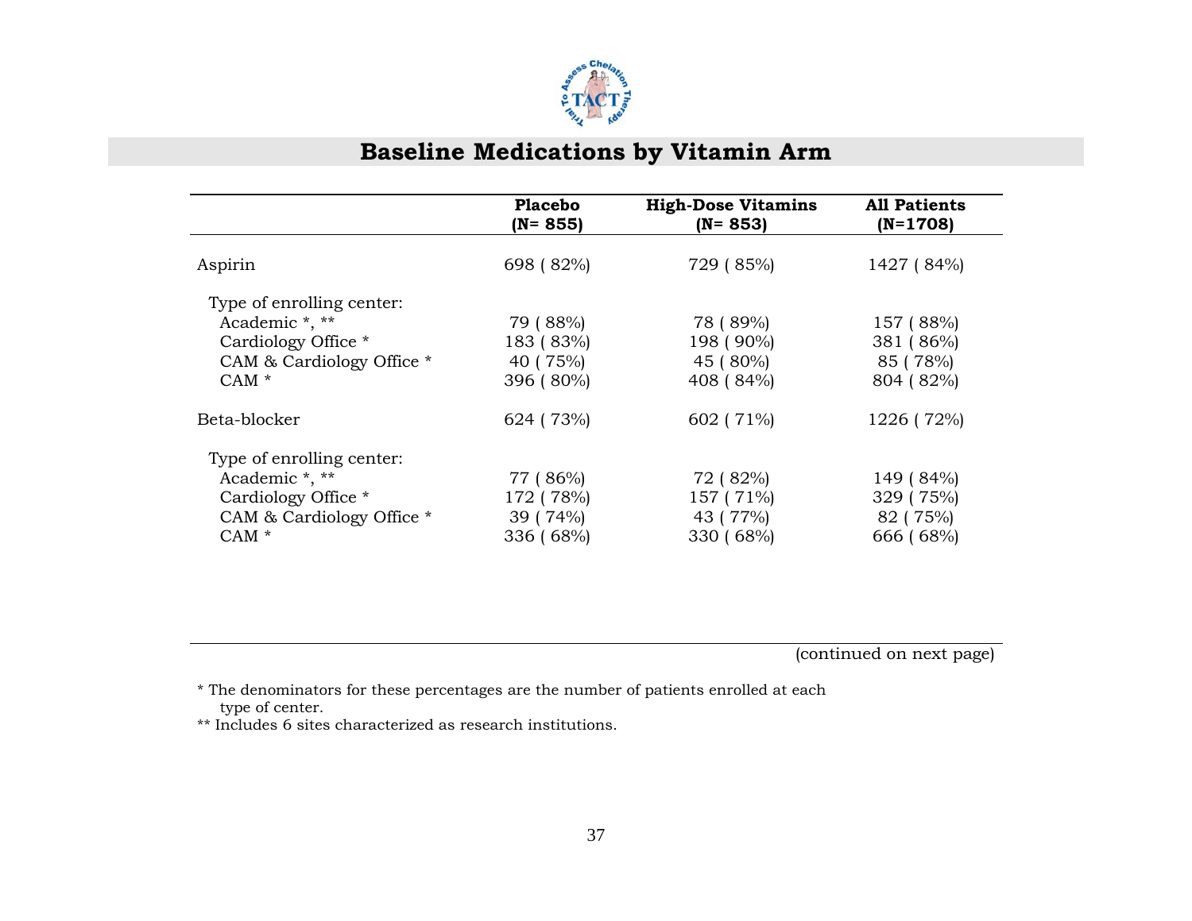# Baseline Medications by Vitamin Arm

| | Placebo (N= 855) | High-Dose Vitamins (N= 853) | All Patients (N=1708) |
|---|---|---|---|
| Aspirin | 698 ( 82%) | 729 ( 85%) | 1427 ( 84%) |
| Type of enrolling center: | | | |
| Academic *, ** | 79 ( 88%) | 78 ( 89%) | 157 ( 88%) |
| Cardiology Office * | 183 ( 83%) | 198 ( 90%) | 381 ( 86%) |
| CAM & Cardiology Office * | 40 ( 75%) | 45 ( 80%) | 85 ( 78%) |
| CAM * | 396 ( 80%) | 408 ( 84%) | 804 ( 82%) |
| Beta-blocker | 624 ( 73%) | 602 ( 71%) | 1226 ( 72%) |
| Type of enrolling center: | | | |
| Academic *, ** | 77 ( 86%) | 72 ( 82%) | 149 ( 84%) |
| Cardiology Office * | 172 ( 78%) | 157 ( 71%) | 329 ( 75%) |
| CAM & Cardiology Office * | 39 ( 74%) | 43 ( 77%) | 82 ( 75%) |
| CAM * | 336 ( 68%) | 330 ( 68%) | 666 ( 68%) |

(continued on next page)

* The denominators for these percentages are the number of patients enrolled at each type of center.

** Includes 6 sites characterized as research institutions.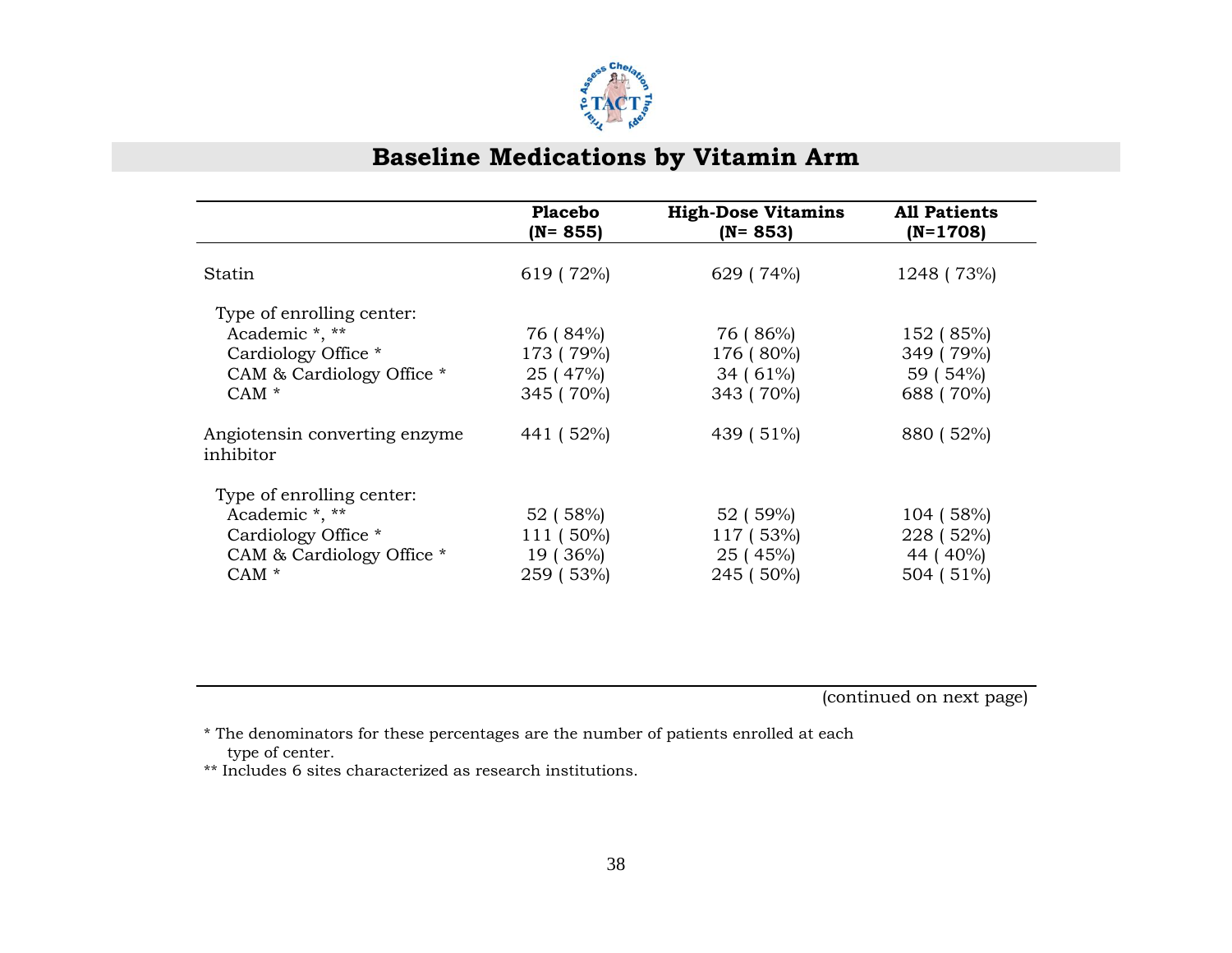## Baseline Medications by Vitamin Arm

| | Placebo (N= 855) | High-Dose Vitamins (N= 853) | All Patients (N=1708) |
|---|---|---|---|
| Statin | 619 ( 72%) | 629 ( 74%) | 1248 ( 73%) |
| Type of enrolling center: | | | |
| Academic *, ** | 76 ( 84%) | 76 ( 86%) | 152 ( 85%) |
| Cardiology Office * | 173 ( 79%) | 176 ( 80%) | 349 ( 79%) |
| CAM & Cardiology Office * | 25 ( 47%) | 34 ( 61%) | 59 ( 54%) |
| CAM * | 345 ( 70%) | 343 ( 70%) | 688 ( 70%) |
| Angiotensin converting enzyme inhibitor | 441 ( 52%) | 439 ( 51%) | 880 ( 52%) |
| Type of enrolling center: | | | |
| Academic *, ** | 52 ( 58%) | 52 ( 59%) | 104 ( 58%) |
| Cardiology Office * | 111 ( 50%) | 117 ( 53%) | 228 ( 52%) |
| CAM & Cardiology Office * | 19 ( 36%) | 25 ( 45%) | 44 ( 40%) |
| CAM * | 259 ( 53%) | 245 ( 50%) | 504 ( 51%) |

(continued on next page)

* The denominators for these percentages are the number of patients enrolled at each type of center.

** Includes 6 sites characterized as research institutions.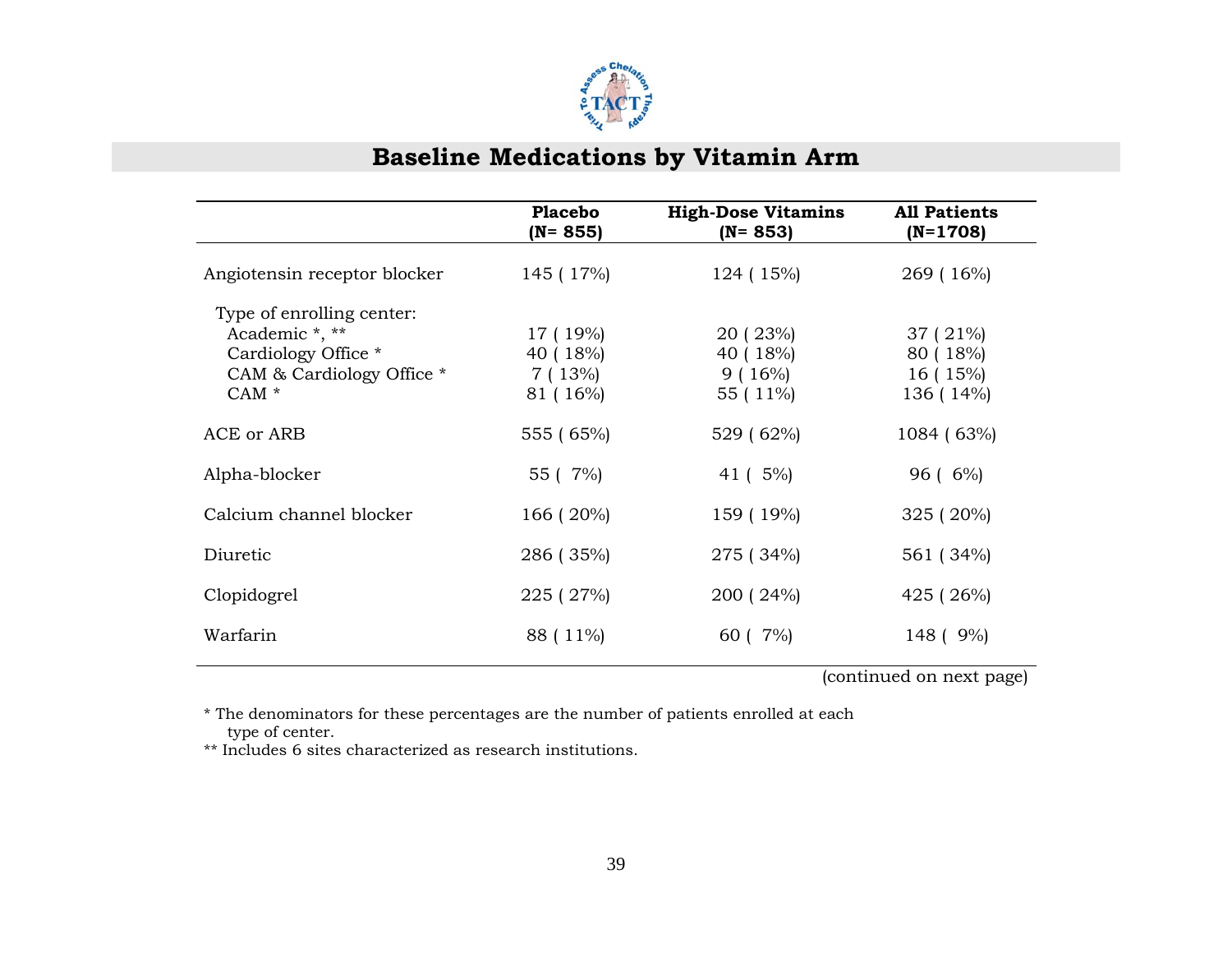## Baseline Medications by Vitamin Arm

| | Placebo (N= 855) | High-Dose Vitamins (N= 853) | All Patients (N=1708) |
|---|---|---|---|
| Angiotensin receptor blocker | 145 ( 17%) | 124 ( 15%) | 269 ( 16%) |
| Type of enrolling center: | | | |
| Academic *, ** | 17 ( 19%) | 20 ( 23%) | 37 ( 21%) |
| Cardiology Office * | 40 ( 18%) | 40 ( 18%) | 80 ( 18%) |
| CAM & Cardiology Office * | 7 ( 13%) | 9 ( 16%) | 16 ( 15%) |
| CAM * | 81 ( 16%) | 55 ( 11%) | 136 ( 14%) |
| ACE or ARB | 555 ( 65%) | 529 ( 62%) | 1084 ( 63%) |
| Alpha-blocker | 55 ( 7%) | 41 ( 5%) | 96 ( 6%) |
| Calcium channel blocker | 166 ( 20%) | 159 ( 19%) | 325 ( 20%) |
| Diuretic | 286 ( 35%) | 275 ( 34%) | 561 ( 34%) |
| Clopidogrel | 225 ( 27%) | 200 ( 24%) | 425 ( 26%) |
| Warfarin | 88 ( 11%) | 60 ( 7%) | 148 ( 9%) |

(continued on next page)

* The denominators for these percentages are the number of patients enrolled at each type of center.

** Includes 6 sites characterized as research institutions.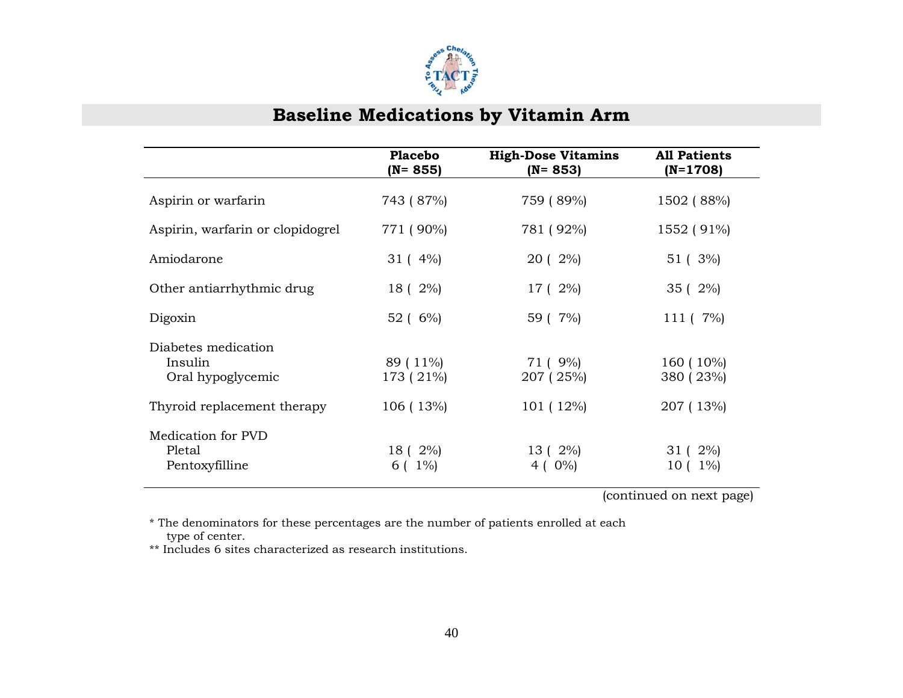## Baseline Medications by Vitamin Arm

| | Placebo (N= 855) | High-Dose Vitamins (N= 853) | All Patients (N=1708) |
|---|---|---|---|
| Aspirin or warfarin | 743 ( 87%) | 759 ( 89%) | 1502 ( 88%) |
| Aspirin, warfarin or clopidogrel | 771 ( 90%) | 781 ( 92%) | 1552 ( 91%) |
| Amiodarone | 31 ( 4%) | 20 ( 2%) | 51 ( 3%) |
| Other antiarrhythmic drug | 18 ( 2%) | 17 ( 2%) | 35 ( 2%) |
| Digoxin | 52 ( 6%) | 59 ( 7%) | 111 ( 7%) |
| Diabetes medication | | | |
| Insulin | 89 ( 11%) | 71 ( 9%) | 160 ( 10%) |
| Oral hypoglycemic | 173 ( 21%) | 207 ( 25%) | 380 ( 23%) |
| Thyroid replacement therapy | 106 ( 13%) | 101 ( 12%) | 207 ( 13%) |
| Medication for PVD | | | |
| Pletal | 18 ( 2%) | 13 ( 2%) | 31 ( 2%) |
| Pentoxyfilline | 6 ( 1%) | 4 ( 0%) | 10 ( 1%) |

(continued on next page)

* The denominators for these percentages are the number of patients enrolled at each type of center.

** Includes 6 sites characterized as research institutions.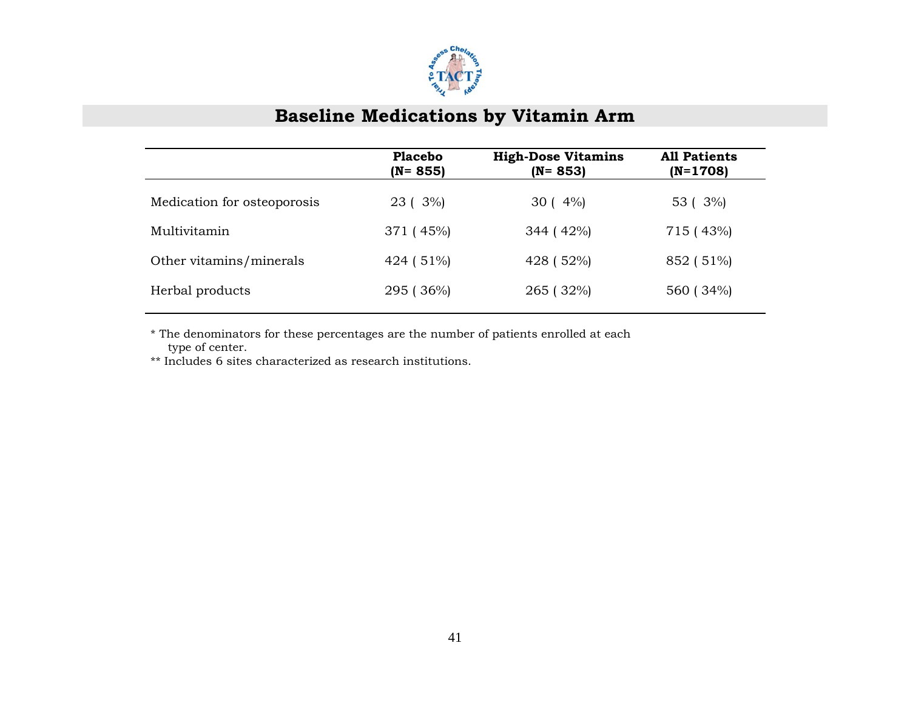# Baseline Medications by Vitamin Arm

| | Placebo (N= 855) | High-Dose Vitamins (N= 853) | All Patients (N=1708) |
|---|---|---|---|
| Medication for osteoporosis | 23 ( 3%) | 30 ( 4%) | 53 ( 3%) |
| Multivitamin | 371 ( 45%) | 344 ( 42%) | 715 ( 43%) |
| Other vitamins/minerals | 424 ( 51%) | 428 ( 52%) | 852 ( 51%) |
| Herbal products | 295 ( 36%) | 265 ( 32%) | 560 ( 34%) |

* The denominators for these percentages are the number of patients enrolled at each type of center.

** Includes 6 sites characterized as research institutions.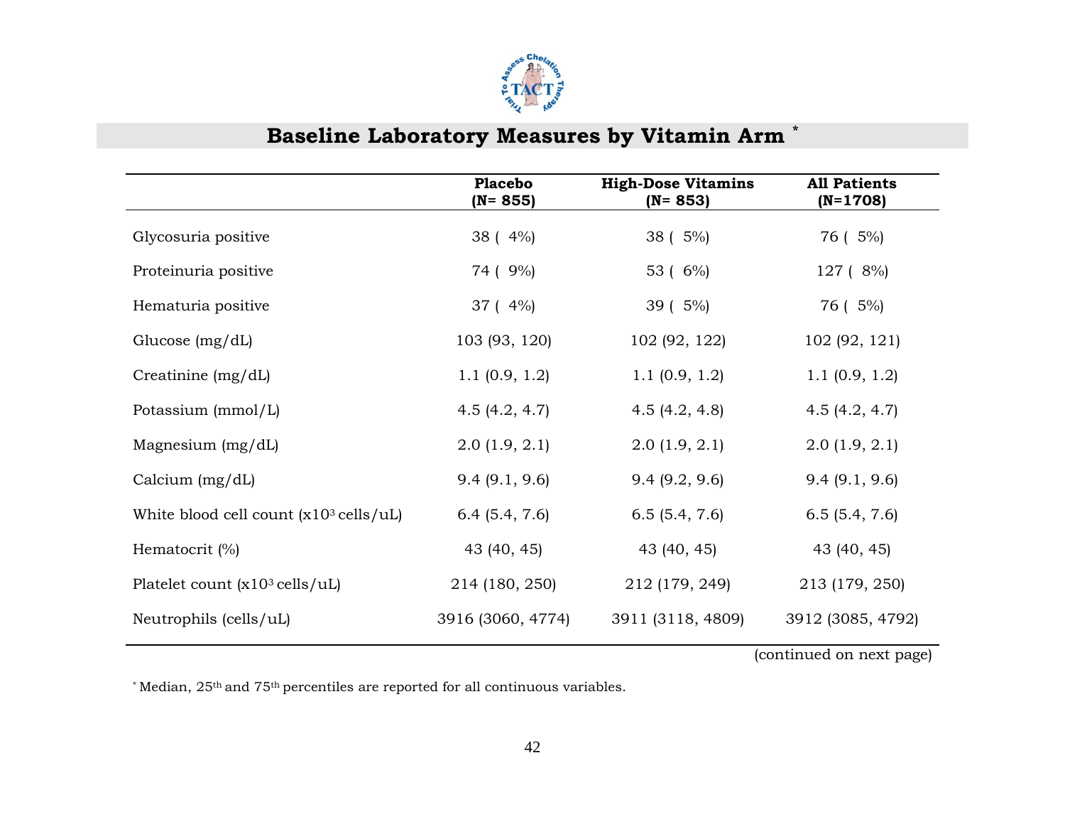## Baseline Laboratory Measures by Vitamin Arm *

| | Placebo (N= 855) | High-Dose Vitamins (N= 853) | All Patients (N=1708) |
|---|---|---|---|
| Glycosuria positive | 38 ( 4%) | 38 ( 5%) | 76 ( 5%) |
| Proteinuria positive | 74 ( 9%) | 53 ( 6%) | 127 ( 8%) |
| Hematuria positive | 37 ( 4%) | 39 ( 5%) | 76 ( 5%) |
| Glucose (mg/dL) | 103 (93, 120) | 102 (92, 122) | 102 (92, 121) |
| Creatinine (mg/dL) | 1.1 (0.9, 1.2) | 1.1 (0.9, 1.2) | 1.1 (0.9, 1.2) |
| Potassium (mmol/L) | 4.5 (4.2, 4.7) | 4.5 (4.2, 4.8) | 4.5 (4.2, 4.7) |
| Magnesium (mg/dL) | 2.0 (1.9, 2.1) | 2.0 (1.9, 2.1) | 2.0 (1.9, 2.1) |
| Calcium (mg/dL) | 9.4 (9.1, 9.6) | 9.4 (9.2, 9.6) | 9.4 (9.1, 9.6) |
| White blood cell count ($x10^3$ cells/uL) | 6.4 (5.4, 7.6) | 6.5 (5.4, 7.6) | 6.5 (5.4, 7.6) |
| Hematocrit (%) | 43 (40, 45) | 43 (40, 45) | 43 (40, 45) |
| Platelet count ($x10^3$ cells/uL) | 214 (180, 250) | 212 (179, 249) | 213 (179, 250) |
| Neutrophils (cells/uL) | 3916 (3060, 4774) | 3911 (3118, 4809) | 3912 (3085, 4792) |

(continued on next page)

* Median, 25th and 75th percentiles are reported for all continuous variables.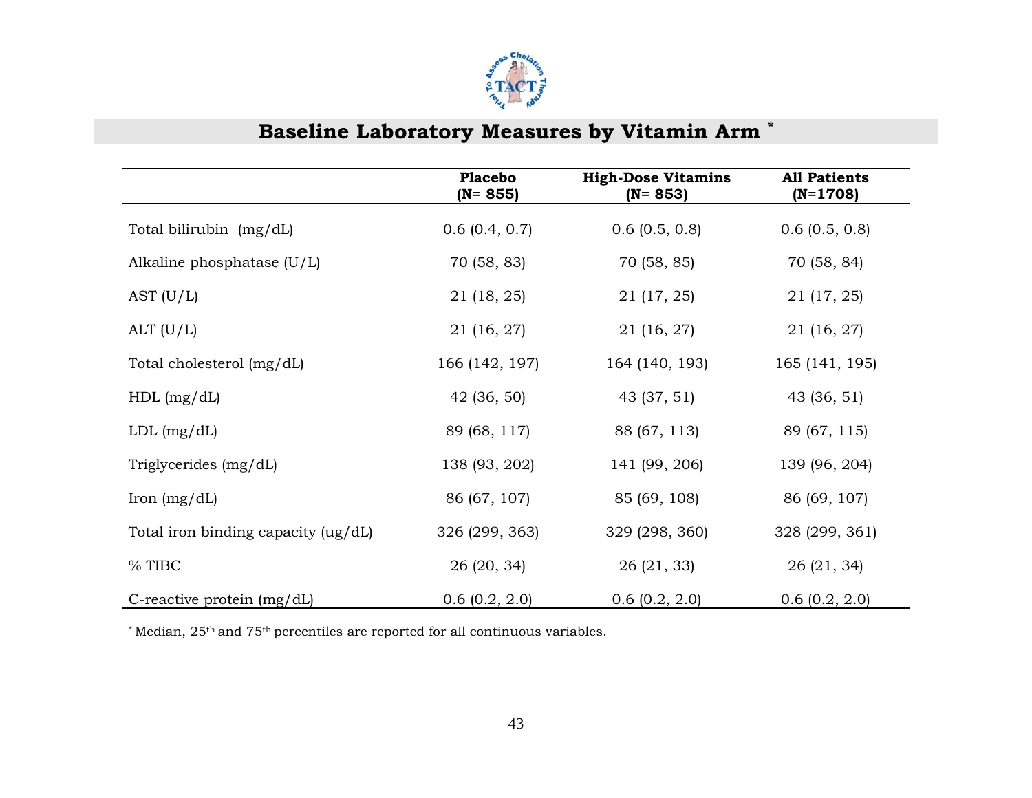## Baseline Laboratory Measures by Vitamin Arm *

| | Placebo (N= 855) | High-Dose Vitamins (N= 853) | All Patients (N=1708) |
|---|---|---|---|
| Total bilirubin (mg/dL) | 0.6 (0.4, 0.7) | 0.6 (0.5, 0.8) | 0.6 (0.5, 0.8) |
| Alkaline phosphatase (U/L) | 70 (58, 83) | 70 (58, 85) | 70 (58, 84) |
| AST (U/L) | 21 (18, 25) | 21 (17, 25) | 21 (17, 25) |
| ALT (U/L) | 21 (16, 27) | 21 (16, 27) | 21 (16, 27) |
| Total cholesterol (mg/dL) | 166 (142, 197) | 164 (140, 193) | 165 (141, 195) |
| HDL (mg/dL) | 42 (36, 50) | 43 (37, 51) | 43 (36, 51) |
| LDL (mg/dL) | 89 (68, 117) | 88 (67, 113) | 89 (67, 115) |
| Triglycerides (mg/dL) | 138 (93, 202) | 141 (99, 206) | 139 (96, 204) |
| Iron (mg/dL) | 86 (67, 107) | 85 (69, 108) | 86 (69, 107) |
| Total iron binding capacity (ug/dL) | 326 (299, 363) | 329 (298, 360) | 328 (299, 361) |
| % TIBC | 26 (20, 34) | 26 (21, 33) | 26 (21, 34) |
| C-reactive protein (mg/dL) | 0.6 (0.2, 2.0) | 0.6 (0.2, 2.0) | 0.6 (0.2, 2.0) |

* Median, $25^{th}$ and $75^{th}$ percentiles are reported for all continuous variables.